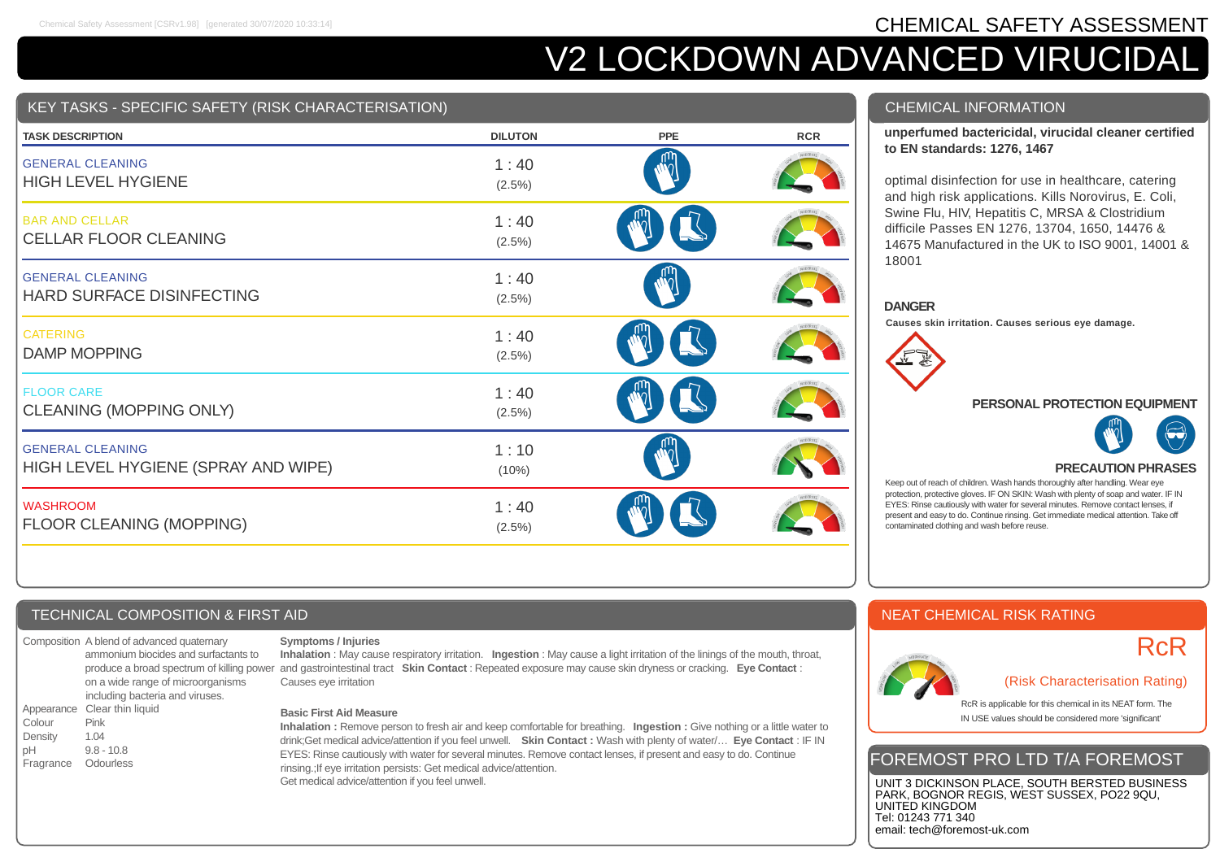# CHEMICAL SAFETY ASSESSMENT

# V2 LOCKDOWN ADVANCED VIRUCIDAL

## KEY TASKS - SPECIFIC SAFETY (RISK CHARACTERISATION)

| TASK DESCRIPTION | DILUTION | PPE | RCR |
|---|---|---|---|
| GENERAL CLEANING<br>HIGH LEVEL HYGIENE | 1 : 40<br>(2.5%) | Gloves | |
| BAR AND CELLAR<br>CELLAR FLOOR CLEANING | 1 : 40<br>(2.5%) | Gloves, Boots | |
| GENERAL CLEANING<br>HARD SURFACE DISINFECTING | 1 : 40<br>(2.5%) | Gloves | |
| CATERING<br>DAMP MOPPING | 1 : 40<br>(2.5%) | Gloves, Boots | |
| FLOOR CARE<br>CLEANING (MOPPING ONLY) | 1 : 40<br>(2.5%) | Gloves, Boots | |
| GENERAL CLEANING<br>HIGH LEVEL HYGIENE (SPRAY AND WIPE) | 1 : 10<br>(10%) | Gloves | |
| WASHROOM<br>FLOOR CLEANING (MOPPING) | 1 : 40<br>(2.5%) | Gloves, Boots | |

## CHEMICAL INFORMATION

**unperfumed bactericidal, virucidal cleaner certified to EN standards: 1276, 1467**

optimal disinfection for use in healthcare, catering and high risk applications. Kills Norovirus, E. Coli, Swine Flu, HIV, Hepatitis C, MRSA & Clostridium difficile Passes EN 1276, 13704, 1650, 14476 & 14675 Manufactured in the UK to ISO 9001, 14001 & 18001

### DANGER

**Causes skin irritation. Causes serious eye damage.**

### PERSONAL PROTECTION EQUIPMENT

### PRECAUTION PHRASES

Keep out of reach of children. Wash hands thoroughly after handling. Wear eye protection, protective gloves. IF ON SKIN: Wash with plenty of soap and water. IF IN EYES: Rinse cautiously with water for several minutes. Remove contact lenses, if present and easy to do. Continue rinsing. Get immediate medical attention. Take off contaminated clothing and wash before reuse.

## TECHNICAL COMPOSITION & FIRST AID

| | |
|---|---|
| Composition | A blend of advanced quaternary ammonium biocides and surfactants to produce a broad spectrum of killing power on a wide range of microorganisms including bacteria and viruses. |
| Appearance | Clear thin liquid |
| Colour | Pink |
| Density | 1.04 |
| pH | 9.8 - 10.8 |
| Fragrance | Odourless |

**Symptoms / Injuries**

**Inhalation** : May cause respiratory irritation. **Ingestion** : May cause a light irritation of the linings of the mouth, throat, and gastrointestinal tract **Skin Contact** : Repeated exposure may cause skin dryness or cracking. **Eye Contact** : Causes eye irritation

**Basic First Aid Measure**

**Inhalation :** Remove person to fresh air and keep comfortable for breathing. **Ingestion :** Give nothing or a little water to drink;Get medical advice/attention if you feel unwell. **Skin Contact :** Wash with plenty of water/… **Eye Contact** : IF IN EYES: Rinse cautiously with water for several minutes. Remove contact lenses, if present and easy to do. Continue rinsing.;If eye irritation persists: Get medical advice/attention.
Get medical advice/attention if you feel unwell.

## NEAT CHEMICAL RISK RATING

RcR

(Risk Characterisation Rating)

RcR is applicable for this chemical in its NEAT form. The IN USE values should be considered more 'significant'

## FOREMOST PRO LTD T/A FOREMOST

UNIT 3 DICKINSON PLACE, SOUTH BERSTED BUSINESS PARK, BOGNOR REGIS, WEST SUSSEX, PO22 9QU, UNITED KINGDOM
Tel: 01243 771 340
email: tech@foremost-uk.com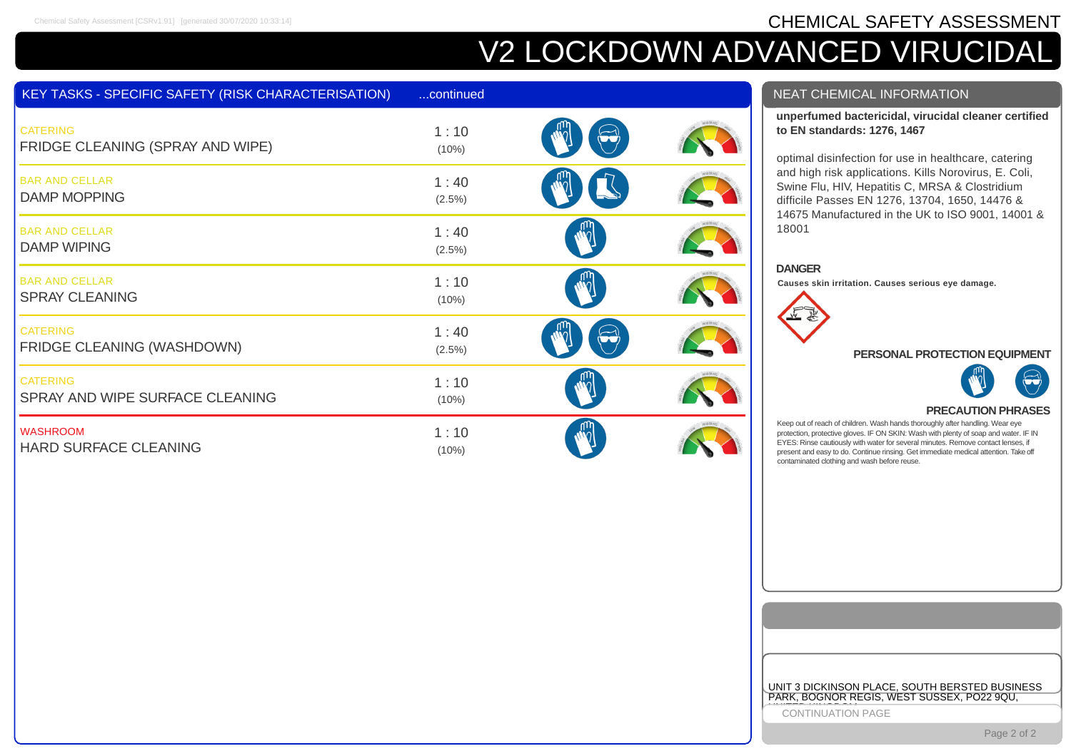# CHEMICAL SAFETY ASSESSMENT

# V2 LOCKDOWN ADVANCED VIRUCIDAL

## KEY TASKS - SPECIFIC SAFETY (RISK CHARACTERISATION) ...continued

| Area / Task | Dilution |
|---|---|
| CATERING<br>FRIDGE CLEANING (SPRAY AND WIPE) | 1 : 10<br>(10%) |
| BAR AND CELLAR<br>DAMP MOPPING | 1 : 40<br>(2.5%) |
| BAR AND CELLAR<br>DAMP WIPING | 1 : 40<br>(2.5%) |
| BAR AND CELLAR<br>SPRAY CLEANING | 1 : 10<br>(10%) |
| CATERING<br>FRIDGE CLEANING (WASHDOWN) | 1 : 40<br>(2.5%) |
| CATERING<br>SPRAY AND WIPE SURFACE CLEANING | 1 : 10<br>(10%) |
| WASHROOM<br>HARD SURFACE CLEANING | 1 : 10<br>(10%) |

## NEAT CHEMICAL INFORMATION

**unperfumed bactericidal, virucidal cleaner certified to EN standards: 1276, 1467**

optimal disinfection for use in healthcare, catering and high risk applications. Kills Norovirus, E. Coli, Swine Flu, HIV, Hepatitis C, MRSA & Clostridium difficile Passes EN 1276, 13704, 1650, 14476 & 14675 Manufactured in the UK to ISO 9001, 14001 & 18001

### DANGER

**Causes skin irritation. Causes serious eye damage.**

### PERSONAL PROTECTION EQUIPMENT

### PRECAUTION PHRASES

Keep out of reach of children. Wash hands thoroughly after handling. Wear eye protection, protective gloves. IF ON SKIN: Wash with plenty of soap and water. IF IN EYES: Rinse cautiously with water for several minutes. Remove contact lenses, if present and easy to do. Continue rinsing. Get immediate medical attention. Take off contaminated clothing and wash before reuse.

UNIT 3 DICKINSON PLACE, SOUTH BERSTED BUSINESS PARK, BOGNOR REGIS, WEST SUSSEX, PO22 9QU, UNITED KINGDOM

CONTINUATION PAGE